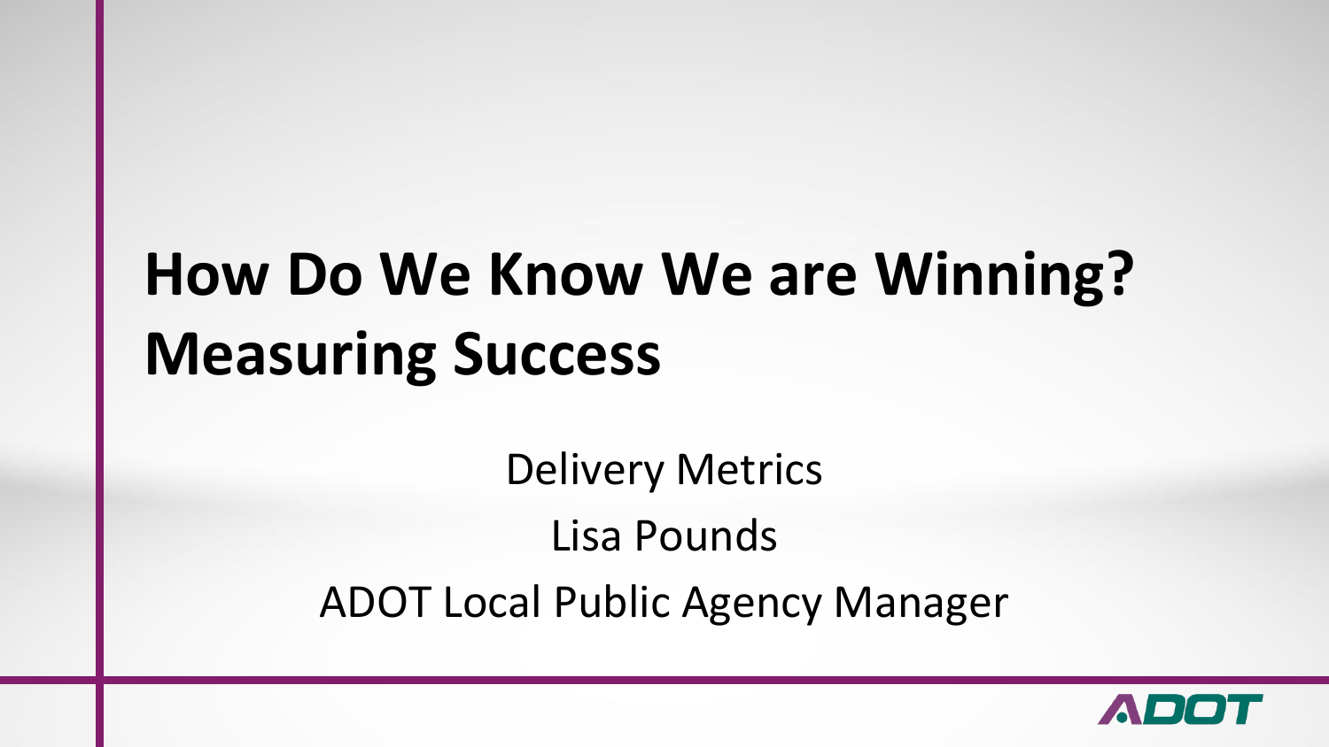# How Do We Know We are Winning? Measuring Success

Delivery Metrics

Lisa Pounds

ADOT Local Public Agency Manager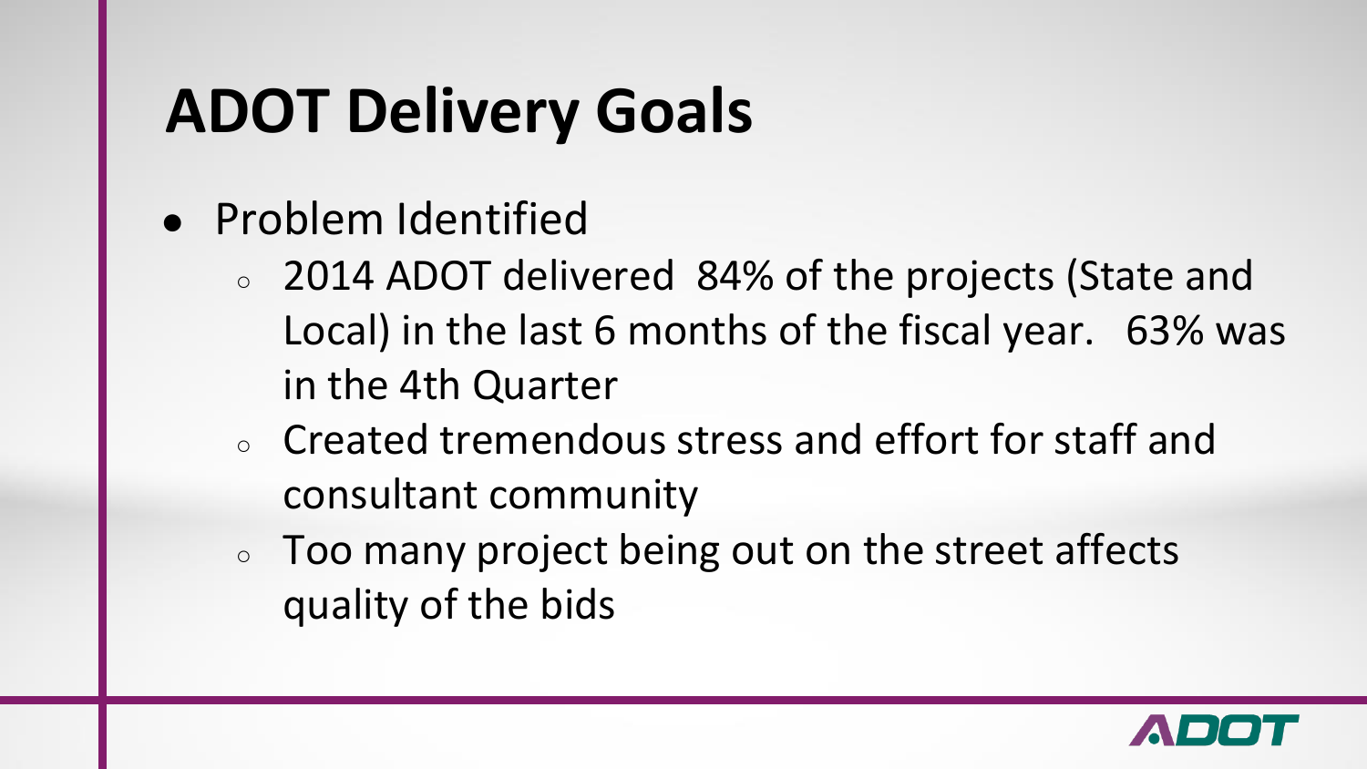# ADOT Delivery Goals

- Problem Identified
  - 2014 ADOT delivered 84% of the projects (State and Local) in the last 6 months of the fiscal year. 63% was in the 4th Quarter
  - Created tremendous stress and effort for staff and consultant community
  - Too many project being out on the street affects quality of the bids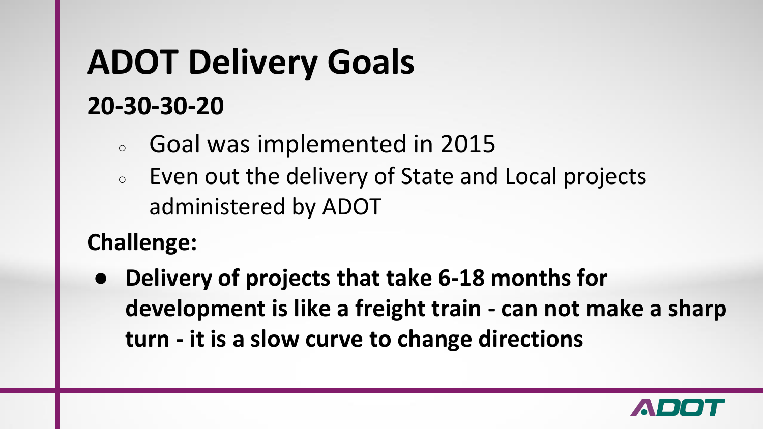# ADOT Delivery Goals

## 20-30-30-20

- Goal was implemented in 2015
- Even out the delivery of State and Local projects administered by ADOT

**Challenge:**

- **Delivery of projects that take 6-18 months for development is like a freight train - can not make a sharp turn - it is a slow curve to change directions**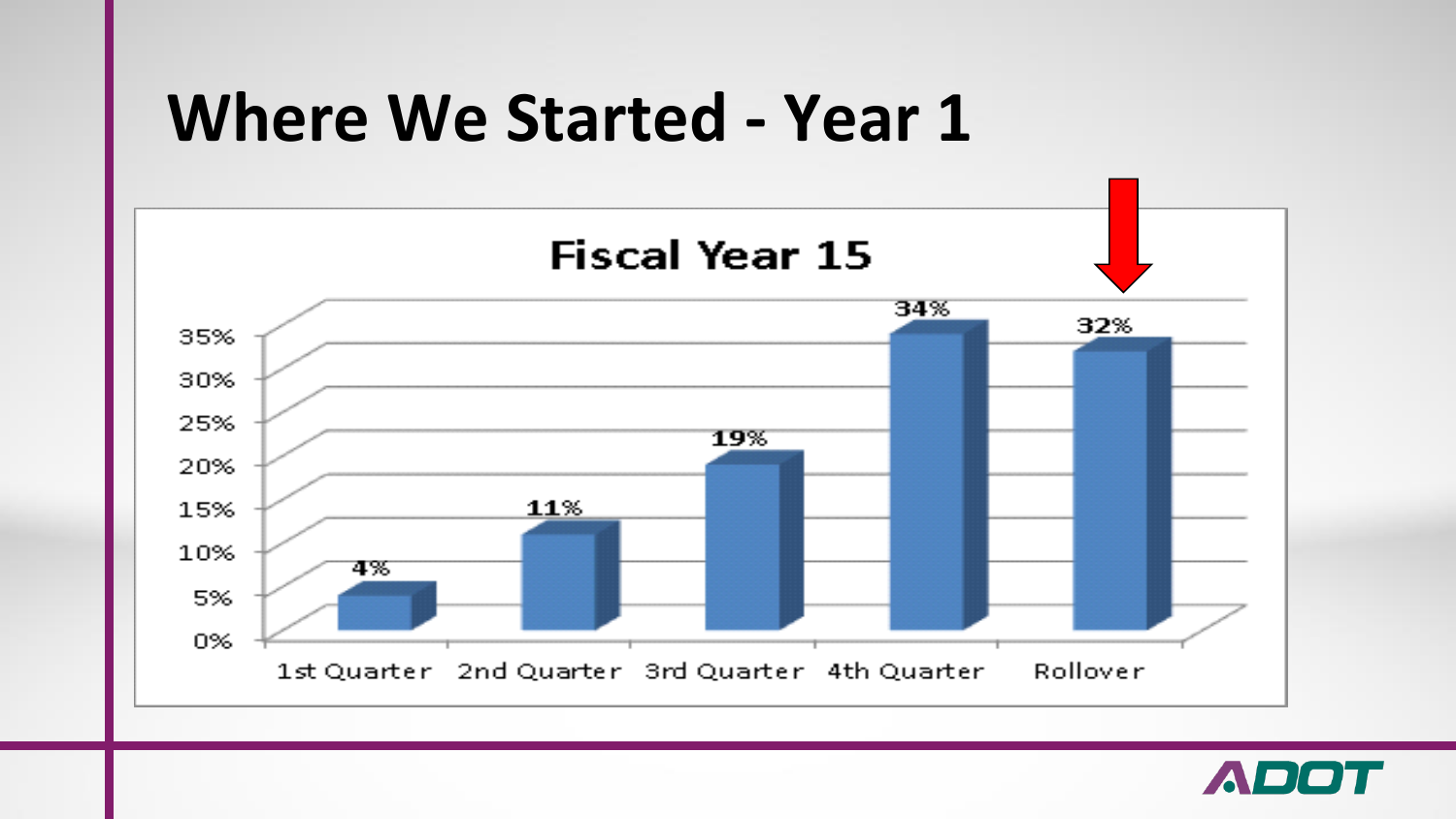# Where We Started - Year 1

**Fiscal Year 15**

| Quarter | Percentage |
|---|---|
| 1st Quarter | 4% |
| 2nd Quarter | 11% |
| 3rd Quarter | 19% |
| 4th Quarter | 34% |
| Rollover | 32% |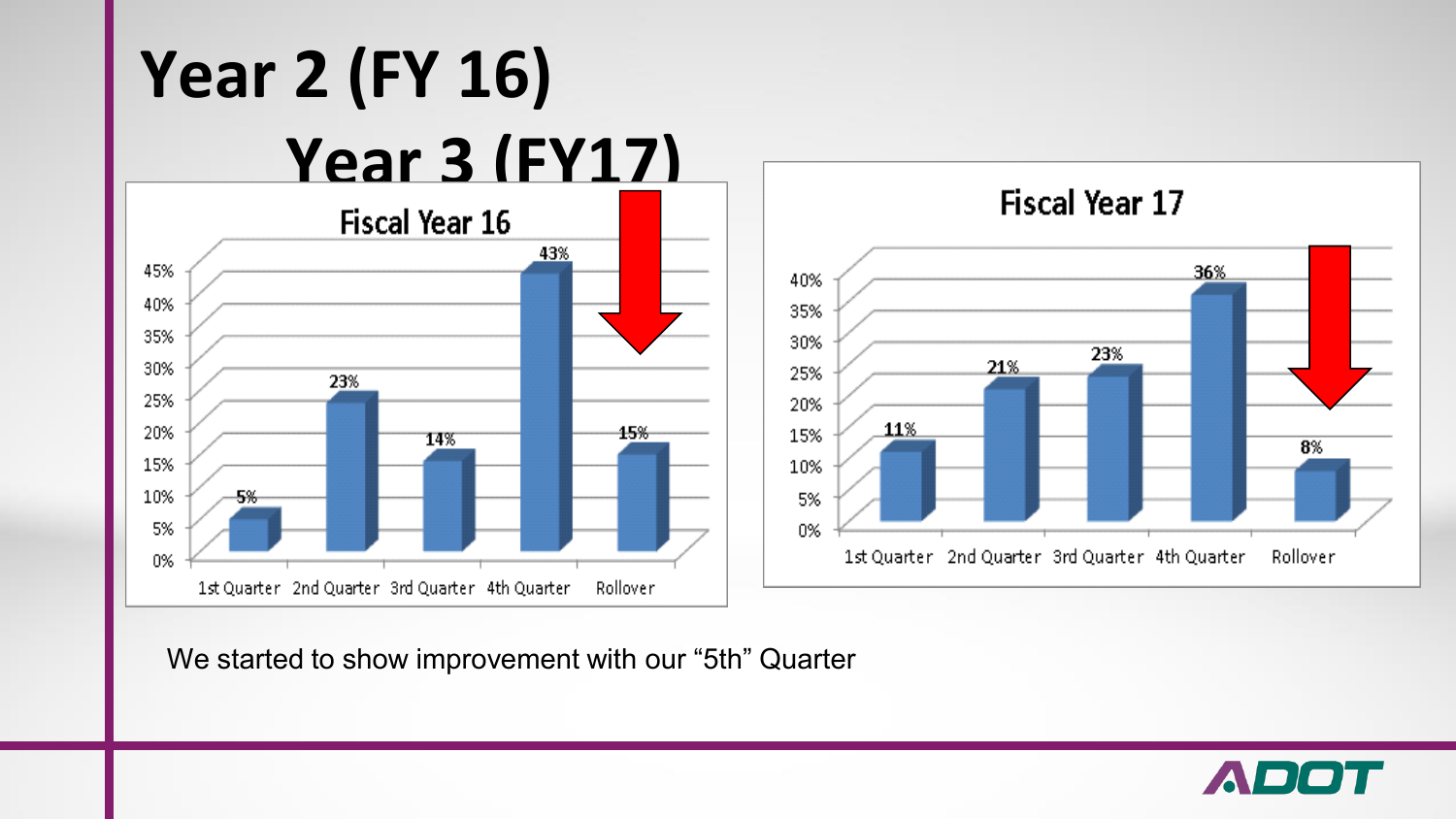# Year 2 (FY 16)

# Year 3 (FY17)

**Fiscal Year 16**

| | 1st Quarter | 2nd Quarter | 3rd Quarter | 4th Quarter | Rollover |
|---|---|---|---|---|---|
| Fiscal Year 16 | 5% | 23% | 14% | 43% | 15% |

**Fiscal Year 17**

| | 1st Quarter | 2nd Quarter | 3rd Quarter | 4th Quarter | Rollover |
|---|---|---|---|---|---|
| Fiscal Year 17 | 11% | 21% | 23% | 36% | 8% |

We started to show improvement with our "5th" Quarter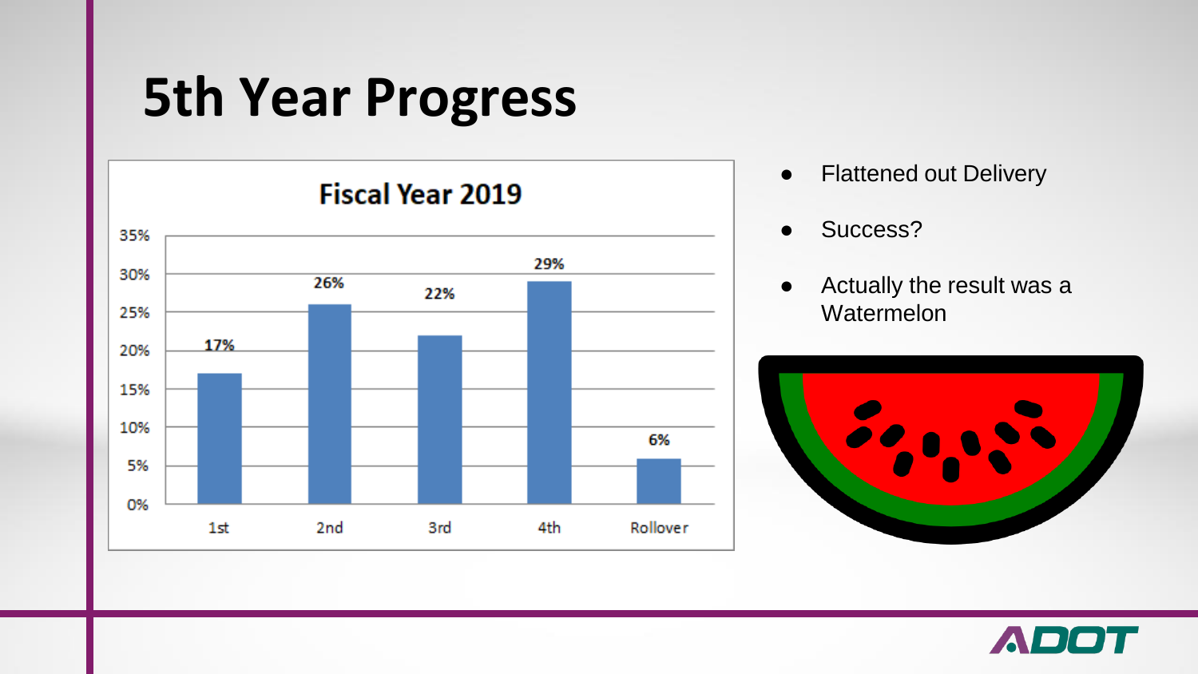# 5th Year Progress

**Fiscal Year 2019**

| Quarter | Percentage |
| --- | --- |
| 1st | 17% |
| 2nd | 26% |
| 3rd | 22% |
| 4th | 29% |
| Rollover | 6% |

- Flattened out Delivery
- Success?
- Actually the result was a Watermelon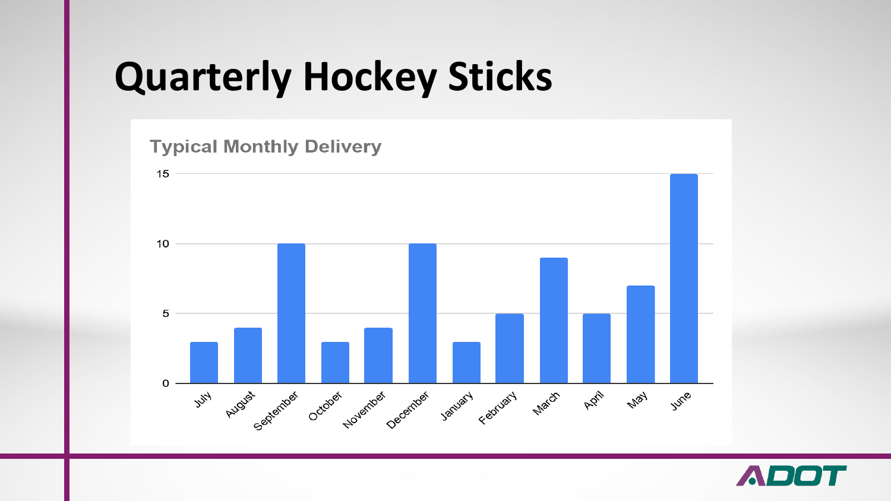# Quarterly Hockey Sticks

**Typical Monthly Delivery**

| Month | Value |
| --- | --- |
| July | 3 |
| August | 4 |
| September | 10 |
| October | 3 |
| November | 4 |
| December | 10 |
| January | 3 |
| February | 5 |
| March | 9 |
| April | 5 |
| May | 7 |
| June | 15 |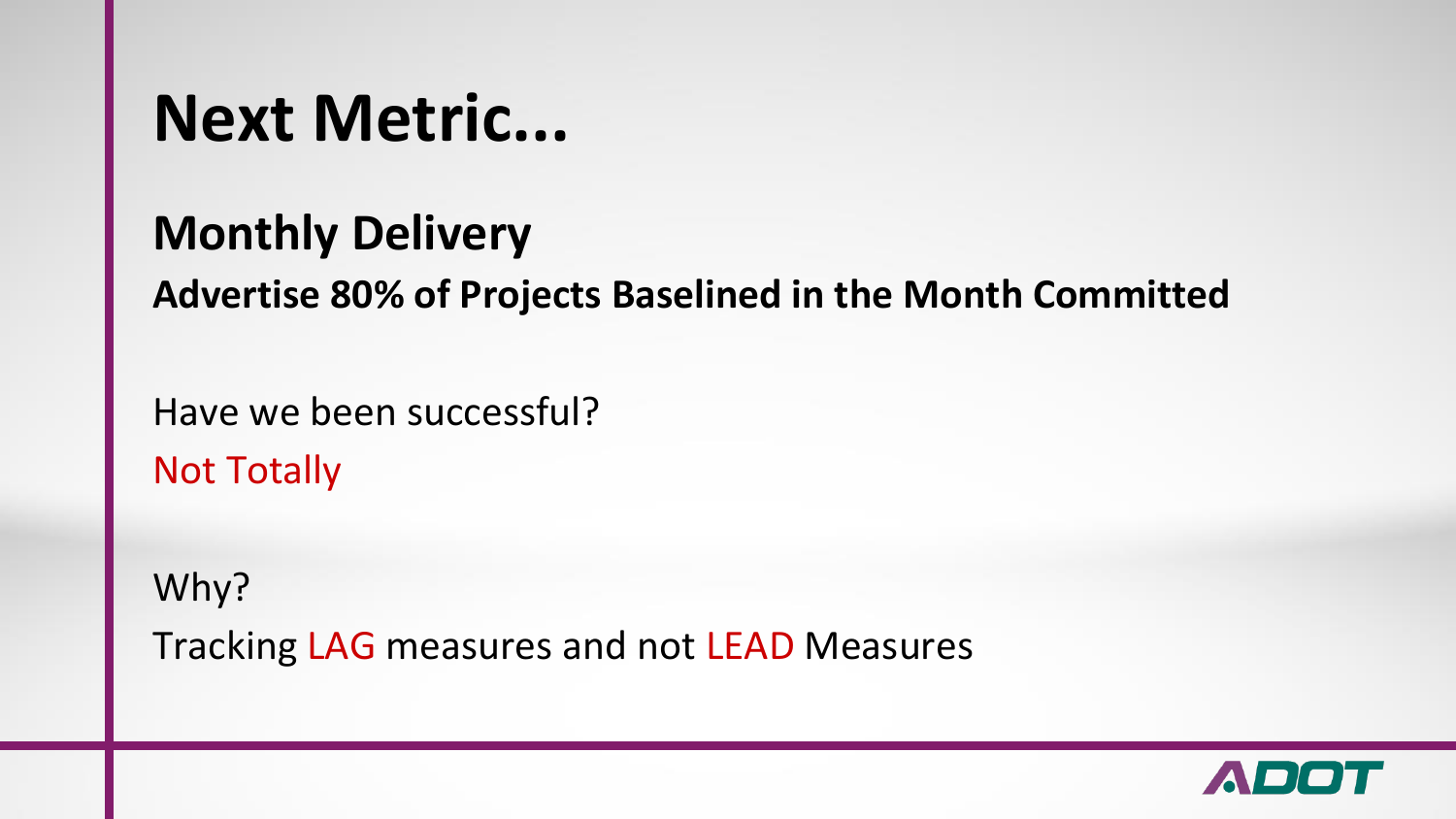# Next Metric...

## Monthly Delivery

**Advertise 80% of Projects Baselined in the Month Committed**

Have we been successful?

Not Totally

Why?

Tracking LAG measures and not LEAD Measures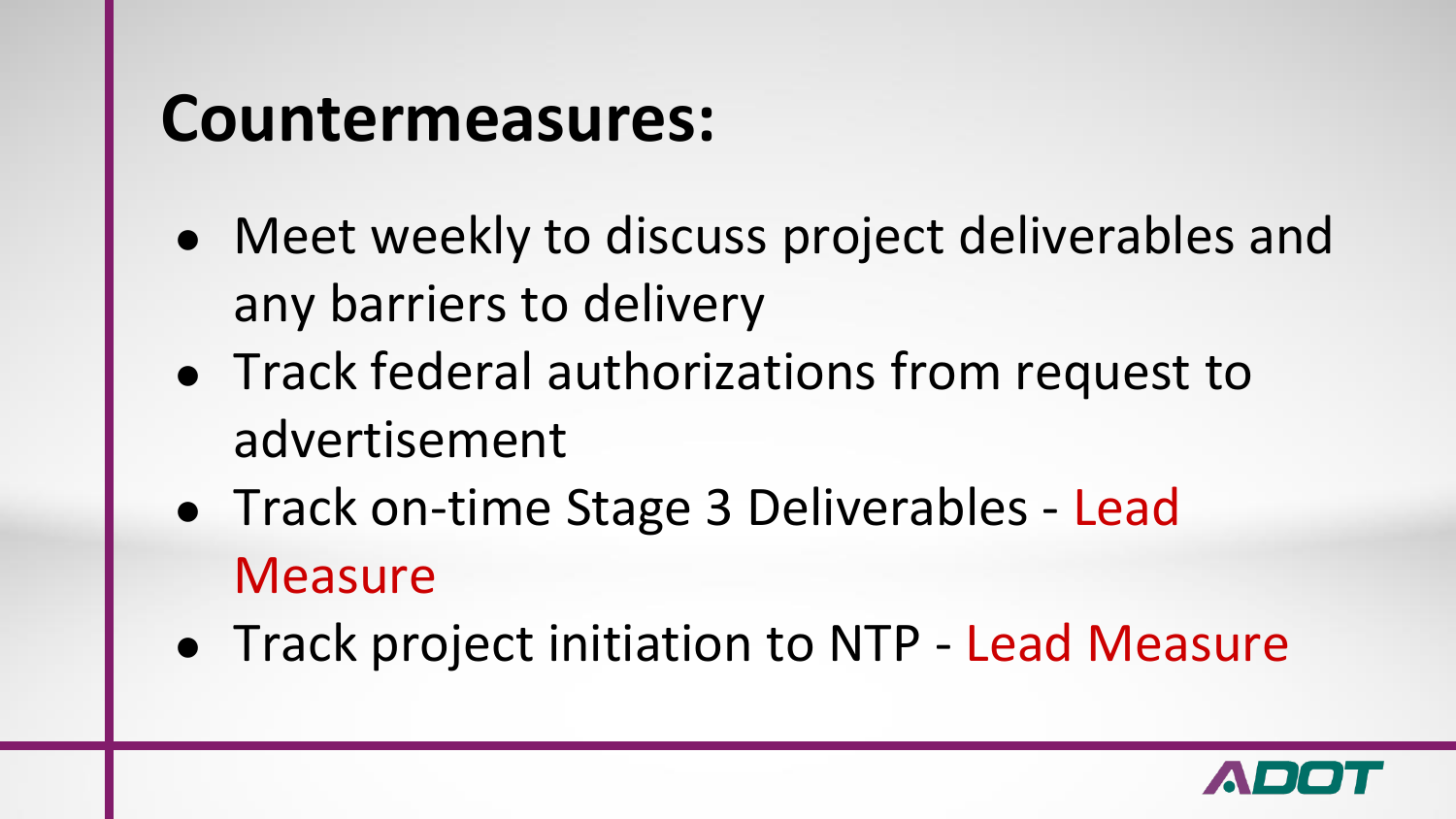# Countermeasures:

- Meet weekly to discuss project deliverables and any barriers to delivery
- Track federal authorizations from request to advertisement
- Track on-time Stage 3 Deliverables - Lead Measure
- Track project initiation to NTP - Lead Measure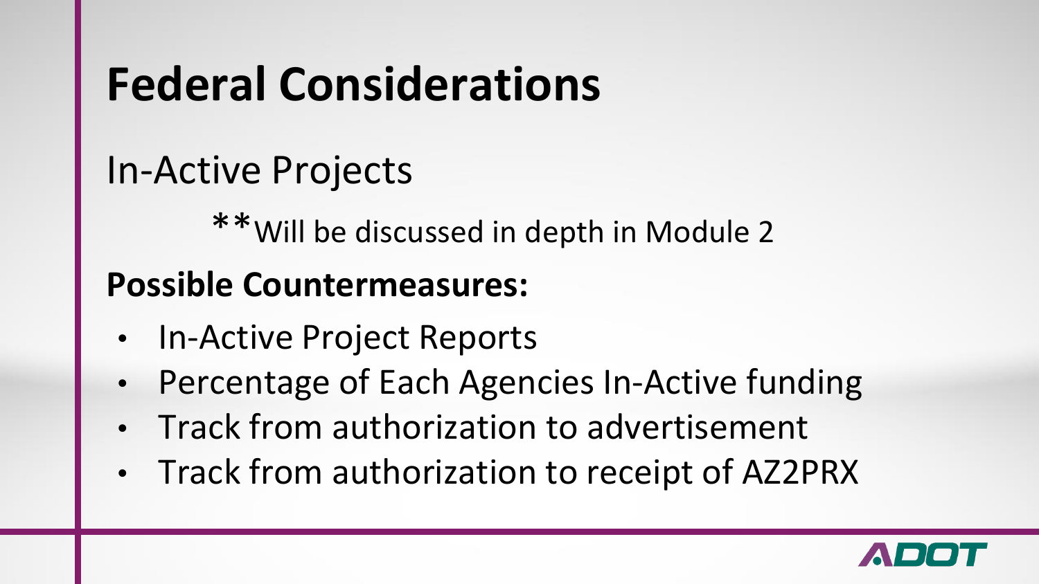# Federal Considerations

In-Active Projects

**Will be discussed in depth in Module 2

**Possible Countermeasures:**

- In-Active Project Reports
- Percentage of Each Agencies In-Active funding
- Track from authorization to advertisement
- Track from authorization to receipt of AZ2PRX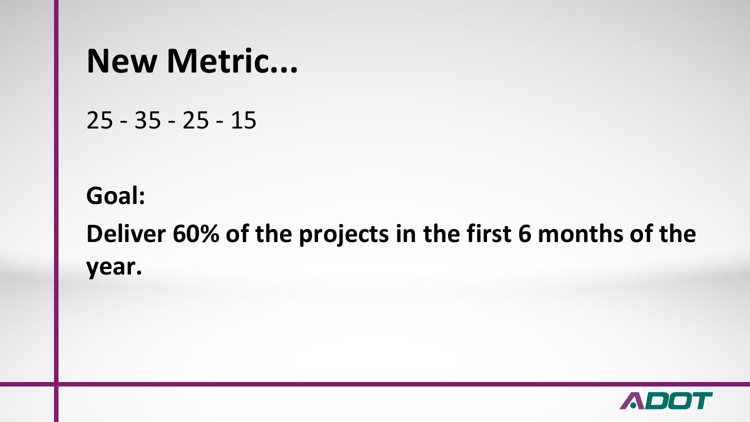# New Metric...

25 - 35 - 25 - 15

**Goal:**

**Deliver 60% of the projects in the first 6 months of the year.**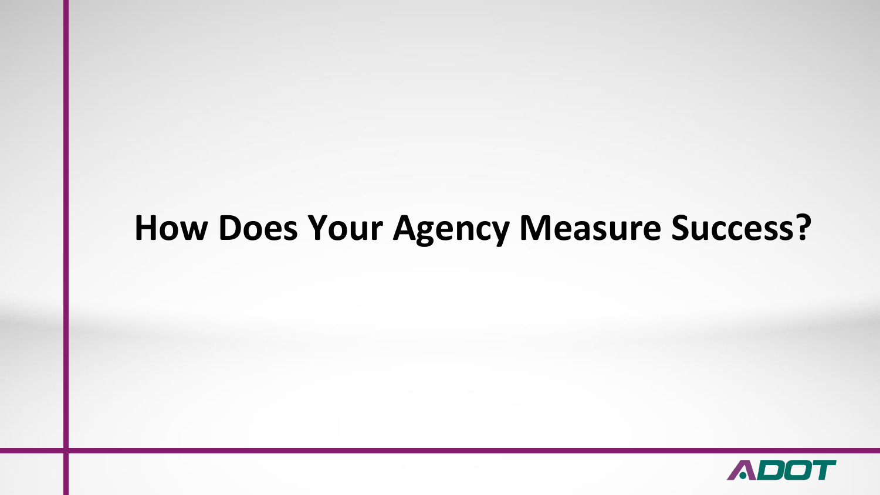# How Does Your Agency Measure Success?